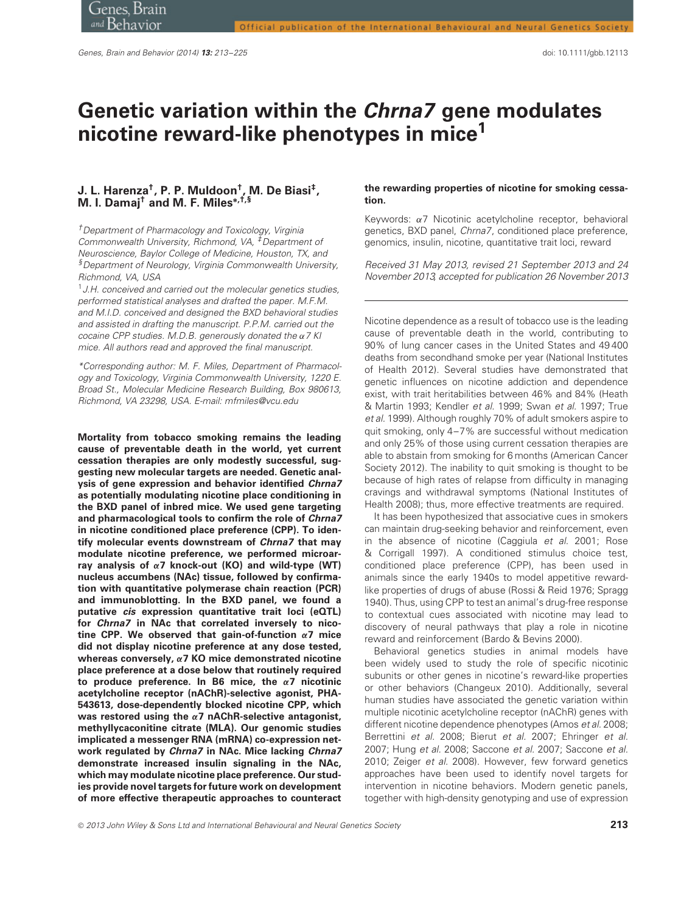# Genetic variation within the *Chrna7* gene modulates nicotine reward-like phenotypes in mice[1]

**J. L. Harenza[†], P. P. Muldoon[†], M. De Biasi[‡], M. I. Damaj[†] and M. F. Miles[*,†,§]**

[†]Department of Pharmacology and Toxicology, Virginia Commonwealth University, Richmond, VA, [‡]Department of Neuroscience, Baylor College of Medicine, Houston, TX, and [§]Department of Neurology, Virginia Commonwealth University, Richmond, VA, USA

[1]J.H. conceived and carried out the molecular genetics studies, performed statistical analyses and drafted the paper. M.F.M. and M.I.D. conceived and designed the BXD behavioral studies and assisted in drafting the manuscript. P.P.M. carried out the cocaine CPP studies. M.D.B. generously donated the α7 KI mice. All authors read and approved the final manuscript.

*Corresponding author: M. F. Miles, Department of Pharmacology and Toxicology, Virginia Commonwealth University, 1220 E. Broad St., Molecular Medicine Research Building, Box 980613, Richmond, VA 23298, USA. E-mail: mfmiles@vcu.edu

**Mortality from tobacco smoking remains the leading cause of preventable death in the world, yet current cessation therapies are only modestly successful, suggesting new molecular targets are needed. Genetic analysis of gene expression and behavior identified *Chrna7* as potentially modulating nicotine place conditioning in the BXD panel of inbred mice. We used gene targeting and pharmacological tools to confirm the role of *Chrna7* in nicotine conditioned place preference (CPP). To identify molecular events downstream of *Chrna7* that may modulate nicotine preference, we performed microarray analysis of α7 knock-out (KO) and wild-type (WT) nucleus accumbens (NAc) tissue, followed by confirmation with quantitative polymerase chain reaction (PCR) and immunoblotting. In the BXD panel, we found a putative *cis* expression quantitative trait loci (eQTL) for *Chrna7* in NAc that correlated inversely to nicotine CPP. We observed that gain-of-function α7 mice did not display nicotine preference at any dose tested, whereas conversely, α7 KO mice demonstrated nicotine place preference at a dose below that routinely required to produce preference. In B6 mice, the α7 nicotinic acetylcholine receptor (nAChR)-selective agonist, PHA-543613, dose-dependently blocked nicotine CPP, which was restored using the α7 nAChR-selective antagonist, methyllycaconitine citrate (MLA). Our genomic studies implicated a messenger RNA (mRNA) co-expression network regulated by *Chrna7* in NAc. Mice lacking *Chrna7* demonstrate increased insulin signaling in the NAc, which may modulate nicotine place preference. Our studies provide novel targets for future work on development of more effective therapeutic approaches to counteract the rewarding properties of nicotine for smoking cessation.**

Keywords: α7 Nicotinic acetylcholine receptor, behavioral genetics, BXD panel, *Chrna7*, conditioned place preference, genomics, insulin, nicotine, quantitative trait loci, reward

*Received 31 May 2013, revised 21 September 2013 and 24 November 2013, accepted for publication 26 November 2013*

Nicotine dependence as a result of tobacco use is the leading cause of preventable death in the world, contributing to 90% of lung cancer cases in the United States and 49 400 deaths from secondhand smoke per year (National Institutes of Health 2012). Several studies have demonstrated that genetic influences on nicotine addiction and dependence exist, with trait heritabilities between 46% and 84% (Heath & Martin 1993; Kendler *et al.* 1999; Swan *et al.* 1997; True *et al.* 1999). Although roughly 70% of adult smokers aspire to quit smoking, only 4–7% are successful without medication and only 25% of those using current cessation therapies are able to abstain from smoking for 6 months (American Cancer Society 2012). The inability to quit smoking is thought to be because of high rates of relapse from difficulty in managing cravings and withdrawal symptoms (National Institutes of Health 2008); thus, more effective treatments are required.

It has been hypothesized that associative cues in smokers can maintain drug-seeking behavior and reinforcement, even in the absence of nicotine (Caggiula *et al.* 2001; Rose & Corrigall 1997). A conditioned stimulus choice test, conditioned place preference (CPP), has been used in animals since the early 1940s to model appetitive reward-like properties of drugs of abuse (Rossi & Reid 1976; Spragg 1940). Thus, using CPP to test an animal's drug-free response to contextual cues associated with nicotine may lead to discovery of neural pathways that play a role in nicotine reward and reinforcement (Bardo & Bevins 2000).

Behavioral genetics studies in animal models have been widely used to study the role of specific nicotinic subunits or other genes in nicotine's reward-like properties or other behaviors (Changeux 2010). Additionally, several human studies have associated the genetic variation within multiple nicotinic acetylcholine receptor (nAChR) genes with different nicotine dependence phenotypes (Amos *et al.* 2008; Berrettini *et al.* 2008; Bierut *et al.* 2007; Ehringer *et al.* 2007; Hung *et al.* 2008; Saccone *et al.* 2007; Saccone *et al.* 2010; Zeiger *et al.* 2008). However, few forward genetics approaches have been used to identify novel targets for intervention in nicotine behaviors. Modern genetic panels, together with high-density genotyping and use of expression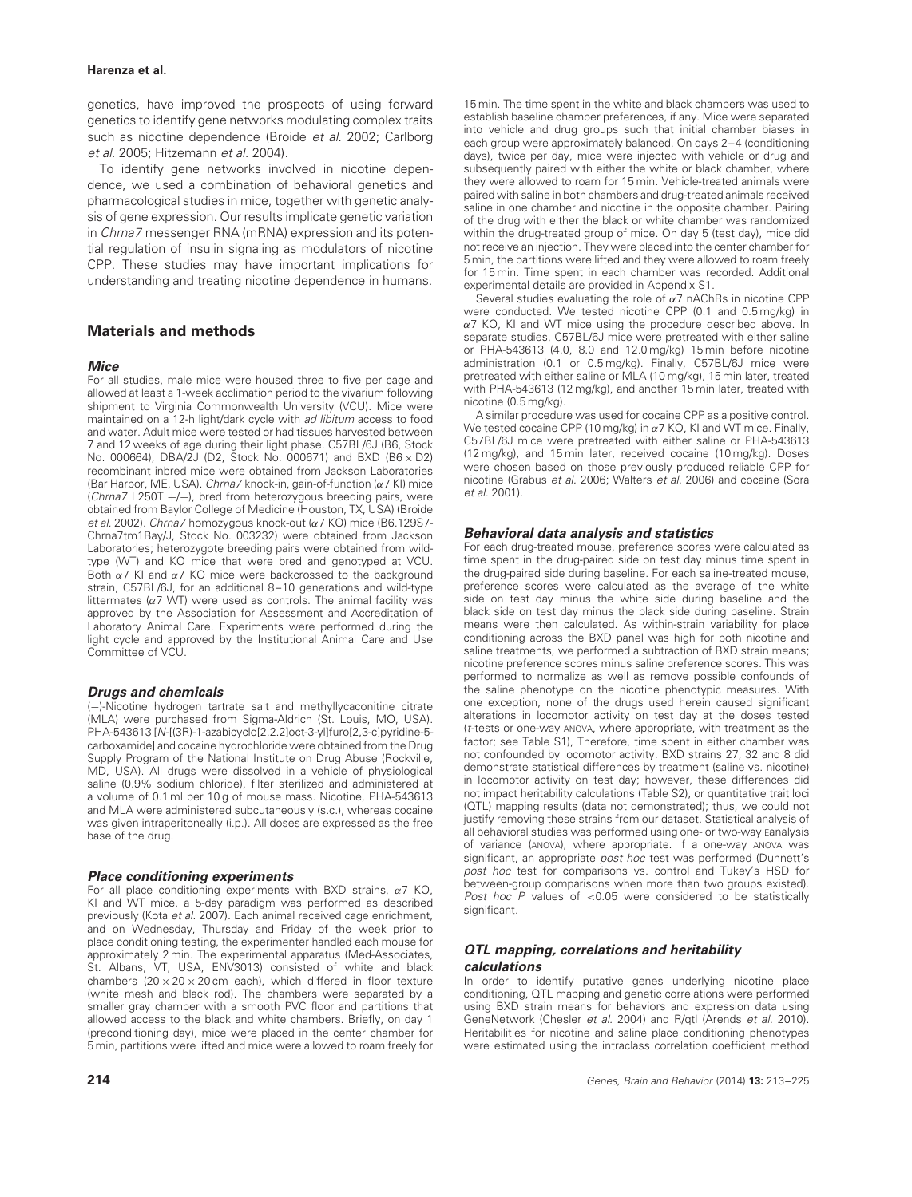genetics, have improved the prospects of using forward genetics to identify gene networks modulating complex traits such as nicotine dependence (Broide *et al.* 2002; Carlborg *et al.* 2005; Hitzemann *et al.* 2004).

To identify gene networks involved in nicotine dependence, we used a combination of behavioral genetics and pharmacological studies in mice, together with genetic analysis of gene expression. Our results implicate genetic variation in *Chrna7* messenger RNA (mRNA) expression and its potential regulation of insulin signaling as modulators of nicotine CPP. These studies may have important implications for understanding and treating nicotine dependence in humans.

## Materials and methods

### Mice

For all studies, male mice were housed three to five per cage and allowed at least a 1-week acclimation period to the vivarium following shipment to Virginia Commonwealth University (VCU). Mice were maintained on a 12-h light/dark cycle with *ad libitum* access to food and water. Adult mice were tested or had tissues harvested between 7 and 12 weeks of age during their light phase. C57BL/6J (B6, Stock No. 000664), DBA/2J (D2, Stock No. 000671) and BXD (B6 × D2) recombinant inbred mice were obtained from Jackson Laboratories (Bar Harbor, ME, USA). *Chrna7* knock-in, gain-of-function (α7 KI) mice (*Chrna7* L250T +/−), bred from heterozygous breeding pairs, were obtained from Baylor College of Medicine (Houston, TX, USA) (Broide *et al.* 2002). *Chrna7* homozygous knock-out (α7 KO) mice (B6.129S7-Chrna7tm1Bay/J, Stock No. 003232) were obtained from Jackson Laboratories; heterozygote breeding pairs were obtained from wild-type (WT) and KO mice that were bred and genotyped at VCU. Both α7 KI and α7 KO mice were backcrossed to the background strain, C57BL/6J, for an additional 8–10 generations and wild-type littermates (α7 WT) were used as controls. The animal facility was approved by the Association for Assessment and Accreditation of Laboratory Animal Care. Experiments were performed during the light cycle and approved by the Institutional Animal Care and Use Committee of VCU.

### Drugs and chemicals

(−)-Nicotine hydrogen tartrate salt and methyllycaconitine citrate (MLA) were purchased from Sigma-Aldrich (St. Louis, MO, USA). PHA-543613 [*N*-[(3R)-1-azabicyclo[2.2.2]oct-3-yl]furo[2,3-c]pyridine-5-carboxamide] and cocaine hydrochloride were obtained from the Drug Supply Program of the National Institute on Drug Abuse (Rockville, MD, USA). All drugs were dissolved in a vehicle of physiological saline (0.9% sodium chloride), filter sterilized and administered at a volume of 0.1 ml per 10 g of mouse mass. Nicotine, PHA-543613 and MLA were administered subcutaneously (s.c.), whereas cocaine was given intraperitoneally (i.p.). All doses are expressed as the free base of the drug.

### Place conditioning experiments

For all place conditioning experiments with BXD strains, α7 KO, KI and WT mice, a 5-day paradigm was performed as described previously (Kota *et al.* 2007). Each animal received cage enrichment, and on Wednesday, Thursday and Friday of the week prior to place conditioning testing, the experimenter handled each mouse for approximately 2 min. The experimental apparatus (Med-Associates, St. Albans, VT, USA, ENV3013) consisted of white and black chambers (20 × 20 × 20 cm each), which differed in floor texture (white mesh and black rod). The chambers were separated by a smaller gray chamber with a smooth PVC floor and partitions that allowed access to the black and white chambers. Briefly, on day 1 (preconditioning day), mice were placed in the center chamber for 5 min, partitions were lifted and mice were allowed to roam freely for 15 min. The time spent in the white and black chambers was used to establish baseline chamber preferences, if any. Mice were separated into vehicle and drug groups such that initial chamber biases in each group were approximately balanced. On days 2–4 (conditioning days), twice per day, mice were injected with vehicle or drug and subsequently paired with either the white or black chamber, where they were allowed to roam for 15 min. Vehicle-treated animals were paired with saline in both chambers and drug-treated animals received saline in one chamber and nicotine in the opposite chamber. Pairing of the drug with either the black or white chamber was randomized within the drug-treated group of mice. On day 5 (test day), mice did not receive an injection. They were placed into the center chamber for 5 min, the partitions were lifted and they were allowed to roam freely for 15 min. Time spent in each chamber was recorded. Additional experimental details are provided in Appendix S1.

Several studies evaluating the role of α7 nAChRs in nicotine CPP were conducted. We tested nicotine CPP (0.1 and 0.5 mg/kg) in α7 KO, KI and WT mice using the procedure described above. In separate studies, C57BL/6J mice were pretreated with either saline or PHA-543613 (4.0, 8.0 and 12.0 mg/kg) 15 min before nicotine administration (0.1 or 0.5 mg/kg). Finally, C57BL/6J mice were pretreated with either saline or MLA (10 mg/kg), 15 min later, treated with PHA-543613 (12 mg/kg), and another 15 min later, treated with nicotine (0.5 mg/kg).

A similar procedure was used for cocaine CPP as a positive control. We tested cocaine CPP (10 mg/kg) in α7 KO, KI and WT mice. Finally, C57BL/6J mice were pretreated with either saline or PHA-543613 (12 mg/kg), and 15 min later, received cocaine (10 mg/kg). Doses were chosen based on those previously produced reliable CPP for nicotine (Grabus *et al.* 2006; Walters *et al.* 2006) and cocaine (Sora *et al.* 2001).

### Behavioral data analysis and statistics

For each drug-treated mouse, preference scores were calculated as time spent in the drug-paired side on test day minus time spent in the drug-paired side during baseline. For each saline-treated mouse, preference scores were calculated as the average of the white side on test day minus the white side during baseline and the black side on test day minus the black side during baseline. Strain means were then calculated. As within-strain variability for place conditioning across the BXD panel was high for both nicotine and saline treatments, we performed a subtraction of BXD strain means; nicotine preference scores minus saline preference scores. This was performed to normalize as well as remove possible confounds of the saline phenotype on the nicotine phenotypic measures. With one exception, none of the drugs used herein caused significant alterations in locomotor activity on test day at the doses tested (*t*-tests or one-way ANOVA, where appropriate, with treatment as the factor; see Table S1), Therefore, time spent in either chamber was not confounded by locomotor activity. BXD strains 27, 32 and 8 did demonstrate statistical differences by treatment (saline vs. nicotine) in locomotor activity on test day; however, these differences did not impact heritability calculations (Table S2), or quantitative trait loci (QTL) mapping results (data not demonstrated); thus, we could not justify removing these strains from our dataset. Statistical analysis of all behavioral studies was performed using one- or two-way Eanalysis of variance (ANOVA), where appropriate. If a one-way ANOVA was significant, an appropriate *post hoc* test was performed (Dunnett's *post hoc* test for comparisons vs. control and Tukey's HSD for between-group comparisons when more than two groups existed). *Post hoc* $P$ values of <0.05 were considered to be statistically significant.

### QTL mapping, correlations and heritability calculations

In order to identify putative genes underlying nicotine place conditioning, QTL mapping and genetic correlations were performed using BXD strain means for behaviors and expression data using GeneNetwork (Chesler *et al.* 2004) and R/qtl (Arends *et al.* 2010). Heritabilities for nicotine and saline place conditioning phenotypes were estimated using the intraclass correlation coefficient method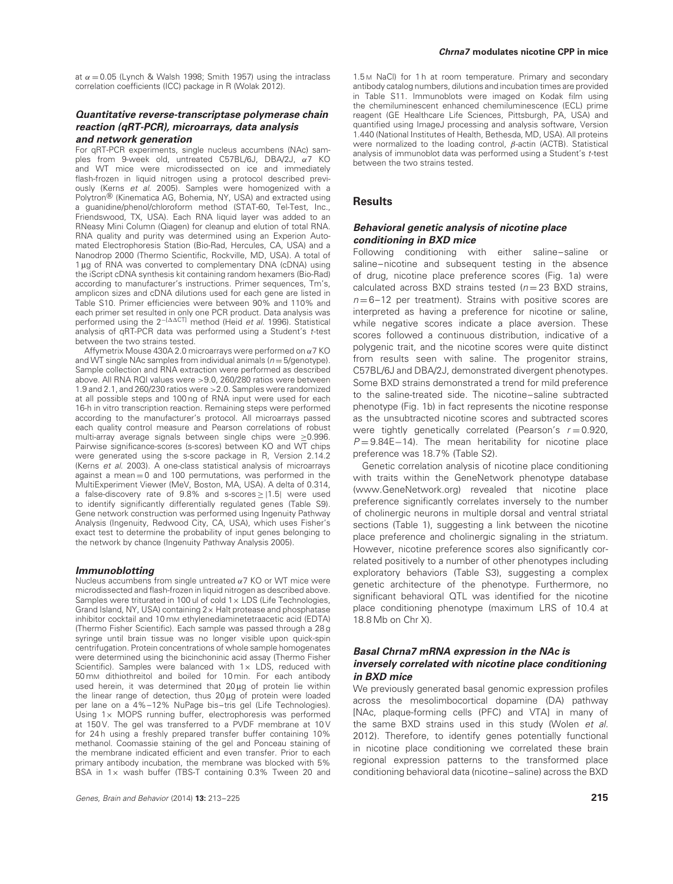at $\alpha = 0.05$ (Lynch & Walsh 1998; Smith 1957) using the intraclass correlation coefficients (ICC) package in R (Wolak 2012).

### Quantitative reverse-transcriptase polymerase chain reaction (qRT-PCR), microarrays, data analysis and network generation

For qRT-PCR experiments, single nucleus accumbens (NAc) samples from 9-week old, untreated C57BL/6J, DBA/2J, α7 KO and WT mice were microdissected on ice and immediately flash-frozen in liquid nitrogen using a protocol described previously (Kerns *et al.* 2005). Samples were homogenized with a Polytron® (Kinematica AG, Bohemia, NY, USA) and extracted using a guanidine/phenol/chloroform method (STAT-60, Tel-Test, Inc., Friendswood, TX, USA). Each RNA liquid layer was added to an RNeasy Mini Column (Qiagen) for cleanup and elution of total RNA. RNA quality and purity was determined using an Experion Automated Electrophoresis Station (Bio-Rad, Hercules, CA, USA) and a Nanodrop 2000 (Thermo Scientific, Rockville, MD, USA). A total of 1 μg of RNA was converted to complementary DNA (cDNA) using the iScript cDNA synthesis kit containing random hexamers (Bio-Rad) according to manufacturer's instructions. Primer sequences, Tm's, amplicon sizes and cDNA dilutions used for each gene are listed in Table S10. Primer efficiencies were between 90% and 110% and each primer set resulted in only one PCR product. Data analysis was performed using the $2^{-[\Delta\Delta CT]}$ method (Heid *et al.* 1996). Statistical analysis of qRT-PCR data was performed using a Student's *t*-test between the two strains tested.

Affymetrix Mouse 430A 2.0 microarrays were performed on α7 KO and WT single NAc samples from individual animals ($n = 5$/genotype). Sample collection and RNA extraction were performed as described above. All RNA RQI values were >9.0, 260/280 ratios were between 1.9 and 2.1, and 260/230 ratios were >2.0. Samples were randomized at all possible steps and 100 ng of RNA input were used for each 16-h in vitro transcription reaction. Remaining steps were performed according to the manufacturer's protocol. All microarrays passed each quality control measure and Pearson correlations of robust multi-array average signals between single chips were ≥0.996. Pairwise significance-scores (s-scores) between KO and WT chips were generated using the s-score package in R, Version 2.14.2 (Kerns *et al.* 2003). A one-class statistical analysis of microarrays against a mean = 0 and 100 permutations, was performed in the MultiExperiment Viewer (MeV, Boston, MA, USA). A delta of 0.314, a false-discovery rate of 9.8% and s-scores ≥ |1.5| were used to identify significantly differentially regulated genes (Table S9). Gene network construction was performed using Ingenuity Pathway Analysis (Ingenuity, Redwood City, CA, USA), which uses Fisher's exact test to determine the probability of input genes belonging to the network by chance (Ingenuity Pathway Analysis 2005).

### Immunoblotting

Nucleus accumbens from single untreated α7 KO or WT mice were microdissected and flash-frozen in liquid nitrogen as described above. Samples were triturated in 100 ul of cold 1× LDS (Life Technologies, Grand Island, NY, USA) containing 2× Halt protease and phosphatase inhibitor cocktail and 10 mM ethylenediaminetetraacetic acid (EDTA) (Thermo Fisher Scientific). Each sample was passed through a 28 g syringe until brain tissue was no longer visible upon quick-spin centrifugation. Protein concentrations of whole sample homogenates were determined using the bicinchoninic acid assay (Thermo Fisher Scientific). Samples were balanced with 1× LDS, reduced with 50 mM dithiothreitol and boiled for 10 min. For each antibody used herein, it was determined that 20 μg of protein lie within the linear range of detection, thus 20 μg of protein were loaded per lane on a 4%–12% NuPage bis–tris gel (Life Technologies). Using 1× MOPS running buffer, electrophoresis was performed at 150 V. The gel was transferred to a PVDF membrane at 10 V for 24 h using a freshly prepared transfer buffer containing 10% methanol. Coomassie staining of the gel and Ponceau staining of the membrane indicated efficient and even transfer. Prior to each primary antibody incubation, the membrane was blocked with 5% BSA in 1× wash buffer (TBS-T containing 0.3% Tween 20 and 1.5 M NaCl) for 1 h at room temperature. Primary and secondary antibody catalog numbers, dilutions and incubation times are provided in Table S11. Immunoblots were imaged on Kodak film using the chemiluminescent enhanced chemiluminescence (ECL) prime reagent (GE Healthcare Life Sciences, Pittsburgh, PA, USA) and quantified using ImageJ processing and analysis software, Version 1.440 (National Institutes of Health, Bethesda, MD, USA). All proteins were normalized to the loading control, β-actin (ACTB). Statistical analysis of immunoblot data was performed using a Student's *t*-test between the two strains tested.

## Results

### Behavioral genetic analysis of nicotine place conditioning in BXD mice

Following conditioning with either saline–saline or saline–nicotine and subsequent testing in the absence of drug, nicotine place preference scores (Fig. 1a) were calculated across BXD strains tested ($n = 23$ BXD strains, $n = 6$–$12$ per treatment). Strains with positive scores are interpreted as having a preference for nicotine or saline, while negative scores indicate a place aversion. These scores followed a continuous distribution, indicative of a polygenic trait, and the nicotine scores were quite distinct from results seen with saline. The progenitor strains, C57BL/6J and DBA/2J, demonstrated divergent phenotypes. Some BXD strains demonstrated a trend for mild preference to the saline-treated side. The nicotine–saline subtracted phenotype (Fig. 1b) in fact represents the nicotine response as the unsubtracted nicotine scores and subtracted scores were tightly genetically correlated (Pearson's $r = 0.920$, $P = 9.84\text{E}{-14}$). The mean heritability for nicotine place preference was 18.7% (Table S2).

Genetic correlation analysis of nicotine place conditioning with traits within the GeneNetwork phenotype database (www.GeneNetwork.org) revealed that nicotine place preference significantly correlates inversely to the number of cholinergic neurons in multiple dorsal and ventral striatal sections (Table 1), suggesting a link between the nicotine place preference and cholinergic signaling in the striatum. However, nicotine preference scores also significantly correlated positively to a number of other phenotypes including exploratory behaviors (Table S3), suggesting a complex genetic architecture of the phenotype. Furthermore, no significant behavioral QTL was identified for the nicotine place conditioning phenotype (maximum LRS of 10.4 at 18.8 Mb on Chr X).

### Basal *Chrna7* mRNA expression in the NAc is inversely correlated with nicotine place conditioning in BXD mice

We previously generated basal genomic expression profiles across the mesolimbocortical dopamine (DA) pathway [NAc, plaque-forming cells (PFC) and VTA] in many of the same BXD strains used in this study (Wolen *et al.* 2012). Therefore, to identify genes potentially functional in nicotine place conditioning we correlated these brain regional expression patterns to the transformed place conditioning behavioral data (nicotine–saline) across the BXD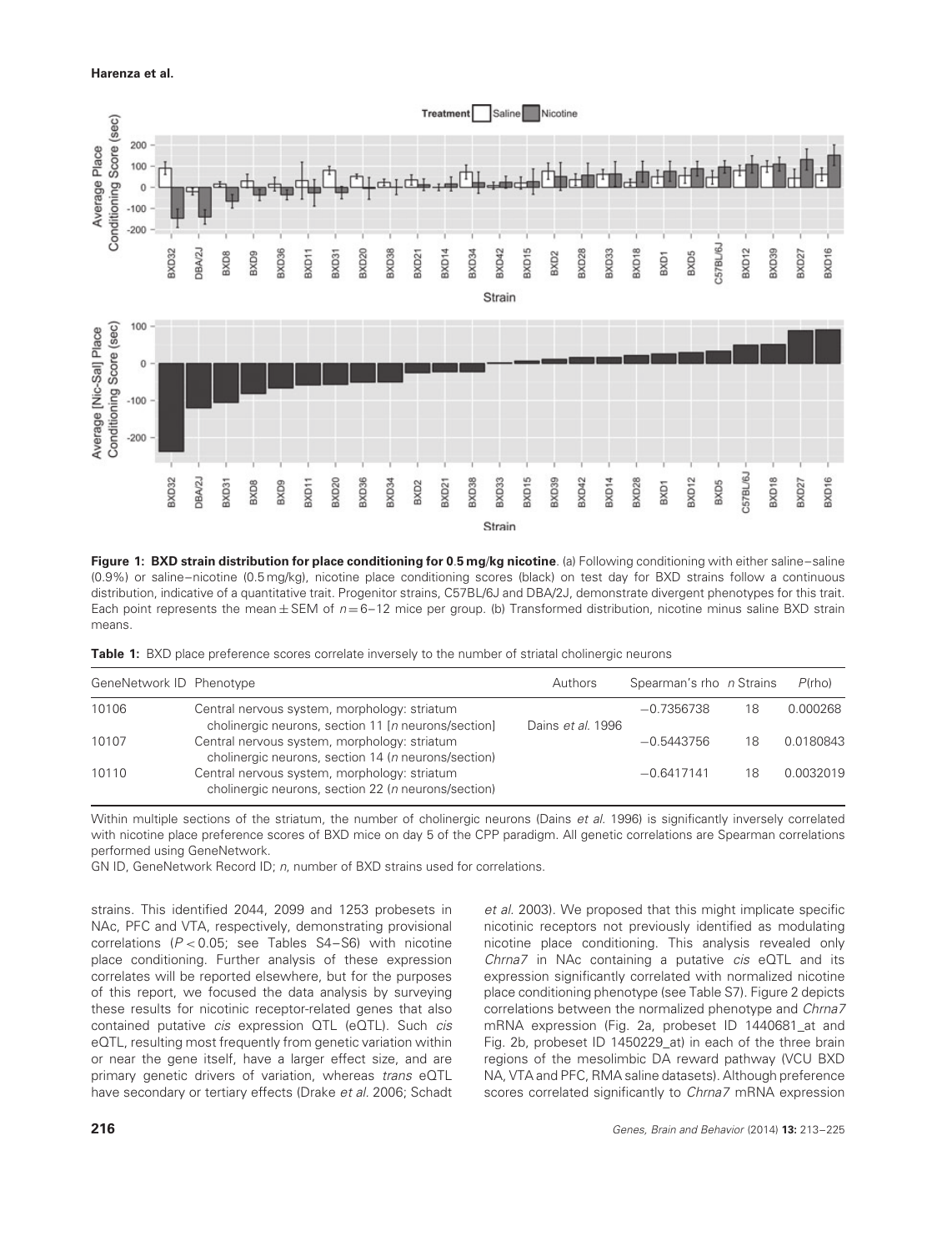**Figure 1: BXD strain distribution for place conditioning for 0.5 mg/kg nicotine**. (a) Following conditioning with either saline–saline (0.9%) or saline–nicotine (0.5 mg/kg), nicotine place conditioning scores (black) on test day for BXD strains follow a continuous distribution, indicative of a quantitative trait. Progenitor strains, C57BL/6J and DBA/2J, demonstrate divergent phenotypes for this trait. Each point represents the mean ± SEM of $n = 6–12$ mice per group. (b) Transformed distribution, nicotine minus saline BXD strain means.

**Table 1:** BXD place preference scores correlate inversely to the number of striatal cholinergic neurons

| GeneNetwork ID | Phenotype | Authors | Spearman's rho | n Strains | P(rho) |
|---|---|---|---|---|---|
| 10106 | Central nervous system, morphology: striatum cholinergic neurons, section 11 [n neurons/section] | Dains *et al.* 1996 | −0.7356738 | 18 | 0.000268 |
| 10107 | Central nervous system, morphology: striatum cholinergic neurons, section 14 (n neurons/section) | | −0.5443756 | 18 | 0.0180843 |
| 10110 | Central nervous system, morphology: striatum cholinergic neurons, section 22 (n neurons/section) | | −0.6417141 | 18 | 0.0032019 |

Within multiple sections of the striatum, the number of cholinergic neurons (Dains *et al.* 1996) is significantly inversely correlated with nicotine place preference scores of BXD mice on day 5 of the CPP paradigm. All genetic correlations are Spearman correlations performed using GeneNetwork.

GN ID, GeneNetwork Record ID; *n*, number of BXD strains used for correlations.

strains. This identified 2044, 2099 and 1253 probesets in NAc, PFC and VTA, respectively, demonstrating provisional correlations ($P < 0.05$; see Tables S4–S6) with nicotine place conditioning. Further analysis of these expression correlates will be reported elsewhere, but for the purposes of this report, we focused the data analysis by surveying these results for nicotinic receptor-related genes that also contained putative *cis* expression QTL (eQTL). Such *cis* eQTL, resulting most frequently from genetic variation within or near the gene itself, have a larger effect size, and are primary genetic drivers of variation, whereas *trans* eQTL have secondary or tertiary effects (Drake *et al.* 2006; Schadt *et al.* 2003). We proposed that this might implicate specific nicotinic receptors not previously identified as modulating nicotine place conditioning. This analysis revealed only *Chrna7* in NAc containing a putative *cis* eQTL and its expression significantly correlated with normalized nicotine place conditioning phenotype (see Table S7). Figure 2 depicts correlations between the normalized phenotype and *Chrna7* mRNA expression (Fig. 2a, probeset ID 1440681_at and Fig. 2b, probeset ID 1450229_at) in each of the three brain regions of the mesolimbic DA reward pathway (VCU BXD NA, VTA and PFC, RMA saline datasets). Although preference scores correlated significantly to *Chrna7* mRNA expression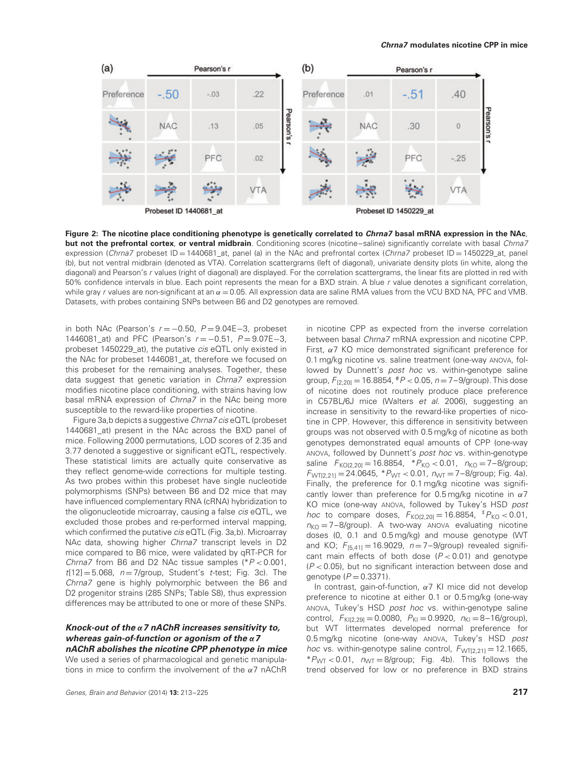| (a) | Pearson's r | | |
|---|---|---|---|
| Preference | -.50 | -.03 | .22 |
| | NAC | .13 | .05 |
| | | PFC | .02 |
| | | | VTA |

Probeset ID 1440681_at

| (b) | Pearson's r | | |
|---|---|---|---|
| Preference | .01 | -.51 | .40 |
| | NAC | .30 | 0 |
| | | PFC | -.25 |
| | | | VTA |

Probeset ID 1450229_at

**Figure 2: The nicotine place conditioning phenotype is genetically correlated to *Chrna7* basal mRNA expression in the NAc, but not the prefrontal cortex, or ventral midbrain**. Conditioning scores (nicotine−saline) significantly correlate with basal *Chrna7* expression (*Chrna7* probeset ID = 1440681_at, panel (a) in the NAc and prefrontal cortex (*Chrna7* probeset ID = 1450229_at, panel (b), but not ventral midbrain (denoted as VTA). Correlation scattergrams (left of diagonal), univariate density plots (in white, along the diagonal) and Pearson's *r* values (right of diagonal) are displayed. For the correlation scattergrams, the linear fits are plotted in red with 50% confidence intervals in blue. Each point represents the mean for a BXD strain. A blue *r* value denotes a significant correlation, while gray *r* values are non-significant at an $\alpha = 0.05$. All expression data are saline RMA values from the VCU BXD NA, PFC and VMB. Datasets, with probes containing SNPs between B6 and D2 genotypes are removed.

in both NAc (Pearson's $r = -0.50$, $P = 9.04E-3$, probeset 1446081_at) and PFC (Pearson's $r = -0.51$, $P = 9.07E-3$, probeset 1450229_at), the putative *cis* eQTL only existed in the NAc for probeset 1446081_at, therefore we focused on this probeset for the remaining analyses. Together, these data suggest that genetic variation in *Chrna7* expression modifies nicotine place conditioning, with strains having low basal mRNA expression of *Chrna7* in the NAc being more susceptible to the reward-like properties of nicotine.

Figure 3a,b depicts a suggestive *Chrna7 cis* eQTL (probeset 1440681_at) present in the NAc across the BXD panel of mice. Following 2000 permutations, LOD scores of 2.35 and 3.77 denoted a suggestive or significant eQTL, respectively. These statistical limits are actually quite conservative as they reflect genome-wide corrections for multiple testing. As two probes within this probeset have single nucleotide polymorphisms (SNPs) between B6 and D2 genotypes that may have influenced complementary RNA (cRNA) hybridization to the oligonucleotide microarray, causing a false *cis* eQTL, we excluded those probes and re-performed interval mapping, which confirmed the putative *cis* eQTL (Fig. 3a,b). Microarray NAc data, showing higher *Chrna7* transcript levels in D2 mice compared to B6 mice, were validated by qRT-PCR for *Chrna7* from B6 and D2 NAc tissue samples (*$P < 0.001$, $t[12] = 5.068$, $n = 7$/group, Student's *t*-test; Fig. 3c). The *Chrna7* gene is highly polymorphic between the B6 and D2 progenitor strains (285 SNPs; Table S8), thus expression differences may be attributed to one or more of these SNPs.

### Knock-out of the $\alpha$7 nAChR increases sensitivity to, whereas gain-of-function or agonism of the $\alpha$7 nAChR abolishes the nicotine CPP phenotype in mice

We used a series of pharmacological and genetic manipulations in mice to confirm the involvement of the $\alpha$7 nAChR in nicotine CPP as expected from the inverse correlation between basal *Chrna7* mRNA expression and nicotine CPP. First, $\alpha$7 KO mice demonstrated significant preference for 0.1 mg/kg nicotine vs. saline treatment (one-way ANOVA, followed by Dunnett's *post hoc* vs. within-genotype saline group, $F_{[2,20]} = 16.8854$, #$P < 0.05$, $n = 7$–9/group). This dose of nicotine does not routinely produce place preference in C57BL/6J mice (Walters *et al.* 2006), suggesting an increase in sensitivity to the reward-like properties of nicotine in CPP. However, this difference in sensitivity between groups was not observed with 0.5 mg/kg of nicotine as both genotypes demonstrated equal amounts of CPP (one-way ANOVA, followed by Dunnett's *post hoc* vs. within-genotype saline $F_{KO[2,20]} = 16.8854$, *$P_{KO} < 0.01$, $n_{KO} = 7$–8/group; $F_{WT[2,21]} = 24.0645$, *$P_{WT} < 0.01$, $n_{WT} = 7$–8/group; Fig. 4a). Finally, the preference for 0.1 mg/kg nicotine was significantly lower than preference for 0.5 mg/kg nicotine in $\alpha$7 KO mice (one-way ANOVA, followed by Tukey's HSD *post hoc* to compare doses, $F_{KO[2,20]} = 16.8854$, ‡$P_{KO} < 0.01$, $n_{KO} = 7$–8/group). A two-way ANOVA evaluating nicotine doses (0, 0.1 and 0.5 mg/kg) and mouse genotype (WT and KO; $F_{[5,41]} = 16.9029$, $n = 7$–9/group) revealed significant main effects of both dose ($P < 0.01$) and genotype ($P < 0.05$), but no significant interaction between dose and genotype ($P = 0.3371$).

In contrast, gain-of-function, $\alpha$7 KI mice did not develop preference to nicotine at either 0.1 or 0.5 mg/kg (one-way ANOVA, Tukey's HSD *post hoc* vs. within-genotype saline control, $F_{KI[2,29]} = 0.0080$, $P_{KI} = 0.9920$, $n_{KI} = 8$–16/group), but WT littermates developed normal preference for 0.5 mg/kg nicotine (one-way ANOVA, Tukey's HSD *post hoc* vs. within-genotype saline control, $F_{WT[2,21]} = 12.1665$, *$P_{WT} < 0.01$, $n_{WT} = 8$/group; Fig. 4b). This follows the trend observed for low or no preference in BXD strains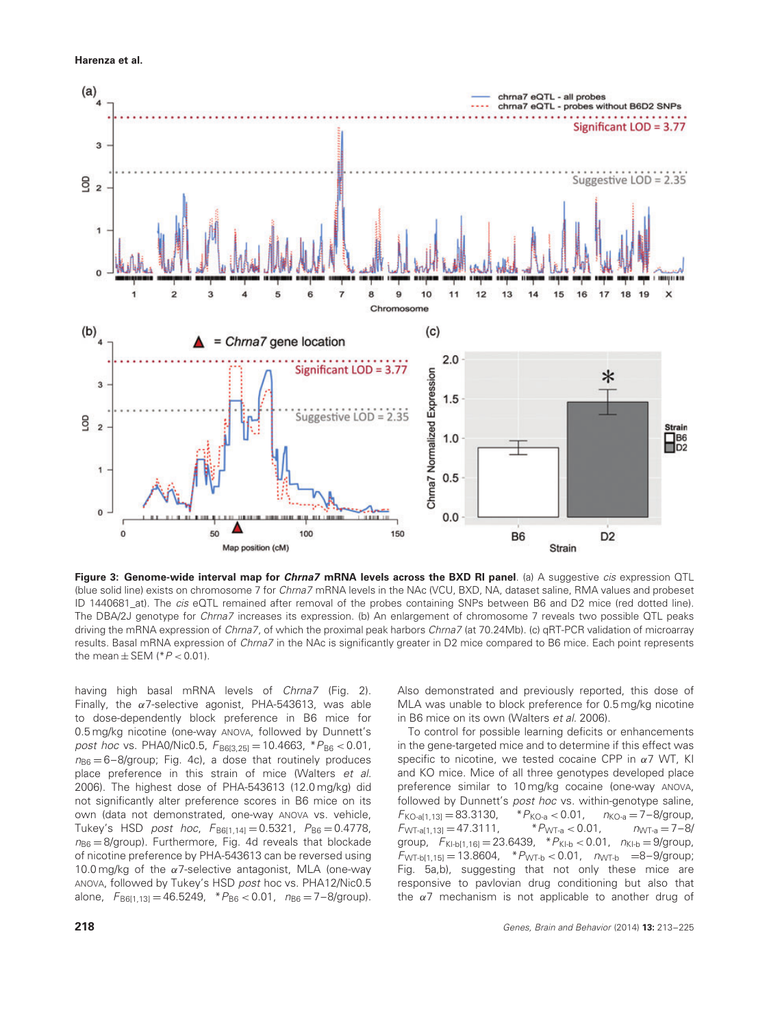**Figure 3: Genome-wide interval map for *Chrna7* mRNA levels across the BXD RI panel**. (a) A suggestive *cis* expression QTL (blue solid line) exists on chromosome 7 for *Chrna7* mRNA levels in the NAc (VCU, BXD, NA, dataset saline, RMA values and probeset ID 1440681_at). The *cis* eQTL remained after removal of the probes containing SNPs between B6 and D2 mice (red dotted line). The DBA/2J genotype for *Chrna7* increases its expression. (b) An enlargement of chromosome 7 reveals two possible QTL peaks driving the mRNA expression of *Chrna7*, of which the proximal peak harbors *Chrna7* (at 70.24Mb). (c) qRT-PCR validation of microarray results. Basal mRNA expression of *Chrna7* in the NAc is significantly greater in D2 mice compared to B6 mice. Each point represents the mean ± SEM (*$P < 0.01$).

having high basal mRNA levels of *Chrna7* (Fig. 2). Finally, the α7-selective agonist, PHA-543613, was able to dose-dependently block preference in B6 mice for 0.5 mg/kg nicotine (one-way ANOVA, followed by Dunnett's *post hoc* vs. PHA0/Nic0.5, $F_{B6[3,25]} = 10.4663$, *$P_{B6} < 0.01$, $n_{B6} = 6–8$/group; Fig. 4c), a dose that routinely produces place preference in this strain of mice (Walters *et al.* 2006). The highest dose of PHA-543613 (12.0 mg/kg) did not significantly alter preference scores in B6 mice on its own (data not demonstrated, one-way ANOVA vs. vehicle, Tukey's HSD *post hoc*, $F_{B6[1,14]} = 0.5321$, $P_{B6} = 0.4778$, $n_{B6} = 8$/group). Furthermore, Fig. 4d reveals that blockade of nicotine preference by PHA-543613 can be reversed using 10.0 mg/kg of the α7-selective antagonist, MLA (one-way ANOVA, followed by Tukey's HSD *post* hoc vs. PHA12/Nic0.5 alone, $F_{B6[1,13]} = 46.5249$, *$P_{B6} < 0.01$, $n_{B6} = 7–8$/group). Also demonstrated and previously reported, this dose of MLA was unable to block preference for 0.5 mg/kg nicotine in B6 mice on its own (Walters *et al.* 2006).

To control for possible learning deficits or enhancements in the gene-targeted mice and to determine if this effect was specific to nicotine, we tested cocaine CPP in α7 WT, KI and KO mice. Mice of all three genotypes developed place preference similar to 10 mg/kg cocaine (one-way ANOVA, followed by Dunnett's *post hoc* vs. within-genotype saline, $F_{KO\text{-}a[1,13]} = 83.3130$, *$P_{KO\text{-}a} < 0.01$, $n_{KO\text{-}a} = 7–8$/group, $F_{WT\text{-}a[1,13]} = 47.3111$, *$P_{WT\text{-}a} < 0.01$, $n_{WT\text{-}a} = 7–8$/group, $F_{KI\text{-}b[1,16]} = 23.6439$, *$P_{KI\text{-}b} < 0.01$, $n_{KI\text{-}b} = 9$/group, $F_{WT\text{-}b[1,15]} = 13.8604$, *$P_{WT\text{-}b} < 0.01$, $n_{WT\text{-}b} = 8–9$/group; Fig. 5a,b), suggesting that not only these mice are responsive to pavlovian drug conditioning but also that the α7 mechanism is not applicable to another drug of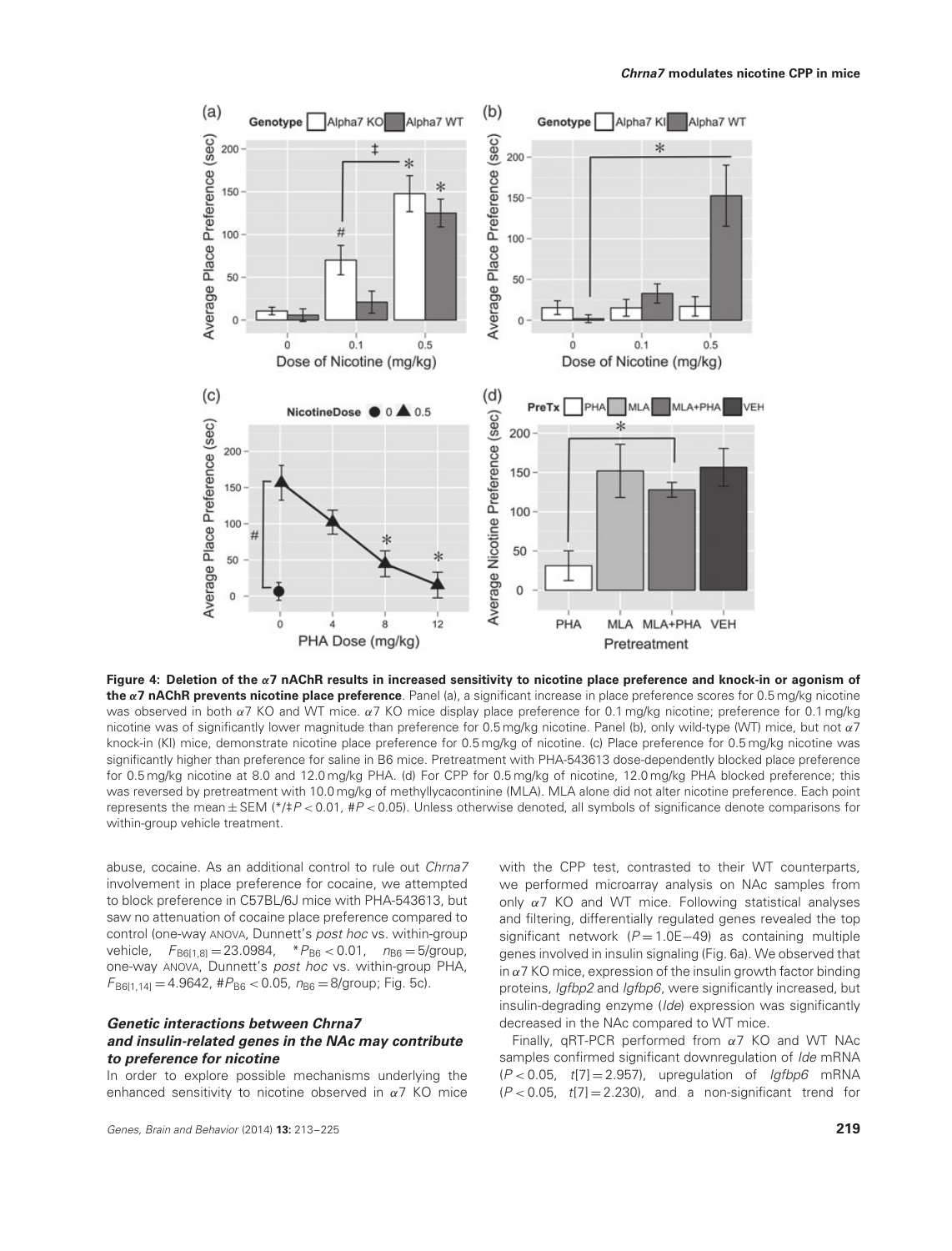**Figure 4: Deletion of the α7 nAChR results in increased sensitivity to nicotine place preference and knock-in or agonism of the α7 nAChR prevents nicotine place preference**. Panel (a), a significant increase in place preference scores for 0.5 mg/kg nicotine was observed in both α7 KO and WT mice. α7 KO mice display place preference for 0.1 mg/kg nicotine; preference for 0.1 mg/kg nicotine was of significantly lower magnitude than preference for 0.5 mg/kg nicotine. Panel (b), only wild-type (WT) mice, but not α7 knock-in (KI) mice, demonstrate nicotine place preference for 0.5 mg/kg of nicotine. (c) Place preference for 0.5 mg/kg nicotine was significantly higher than preference for saline in B6 mice. Pretreatment with PHA-543613 dose-dependently blocked place preference for 0.5 mg/kg nicotine at 8.0 and 12.0 mg/kg PHA. (d) For CPP for 0.5 mg/kg of nicotine, 12.0 mg/kg PHA blocked preference; this was reversed by pretreatment with 10.0 mg/kg of methyllycacontinine (MLA). MLA alone did not alter nicotine preference. Each point represents the mean ± SEM (*/‡$P < 0.01$, #$P < 0.05$). Unless otherwise denoted, all symbols of significance denote comparisons for within-group vehicle treatment.

abuse, cocaine. As an additional control to rule out *Chrna7* involvement in place preference for cocaine, we attempted to block preference in C57BL/6J mice with PHA-543613, but saw no attenuation of cocaine place preference compared to control (one-way ANOVA, Dunnett's *post hoc* vs. within-group vehicle, $F_{B6[1,8]} = 23.0984$, *$P_{B6} < 0.01$, $n_{B6} = 5$/group, one-way ANOVA, Dunnett's *post hoc* vs. within-group PHA, $F_{B6[1,14]} = 4.9642$, #$P_{B6} < 0.05$, $n_{B6} = 8$/group; Fig. 5c).

### *Genetic interactions between Chrna7 and insulin-related genes in the NAc may contribute to preference for nicotine*

In order to explore possible mechanisms underlying the enhanced sensitivity to nicotine observed in α7 KO mice with the CPP test, contrasted to their WT counterparts, we performed microarray analysis on NAc samples from only α7 KO and WT mice. Following statistical analyses and filtering, differentially regulated genes revealed the top significant network ($P = 1.0E{-}49$) as containing multiple genes involved in insulin signaling (Fig. 6a). We observed that in α7 KO mice, expression of the insulin growth factor binding proteins, *Igfbp2* and *Igfbp6*, were significantly increased, but insulin-degrading enzyme (*Ide*) expression was significantly decreased in the NAc compared to WT mice.

Finally, qRT-PCR performed from α7 KO and WT NAc samples confirmed significant downregulation of *Ide* mRNA ($P < 0.05$, $t[7] = 2.957$), upregulation of *Igfbp6* mRNA ($P < 0.05$, $t[7] = 2.230$), and a non-significant trend for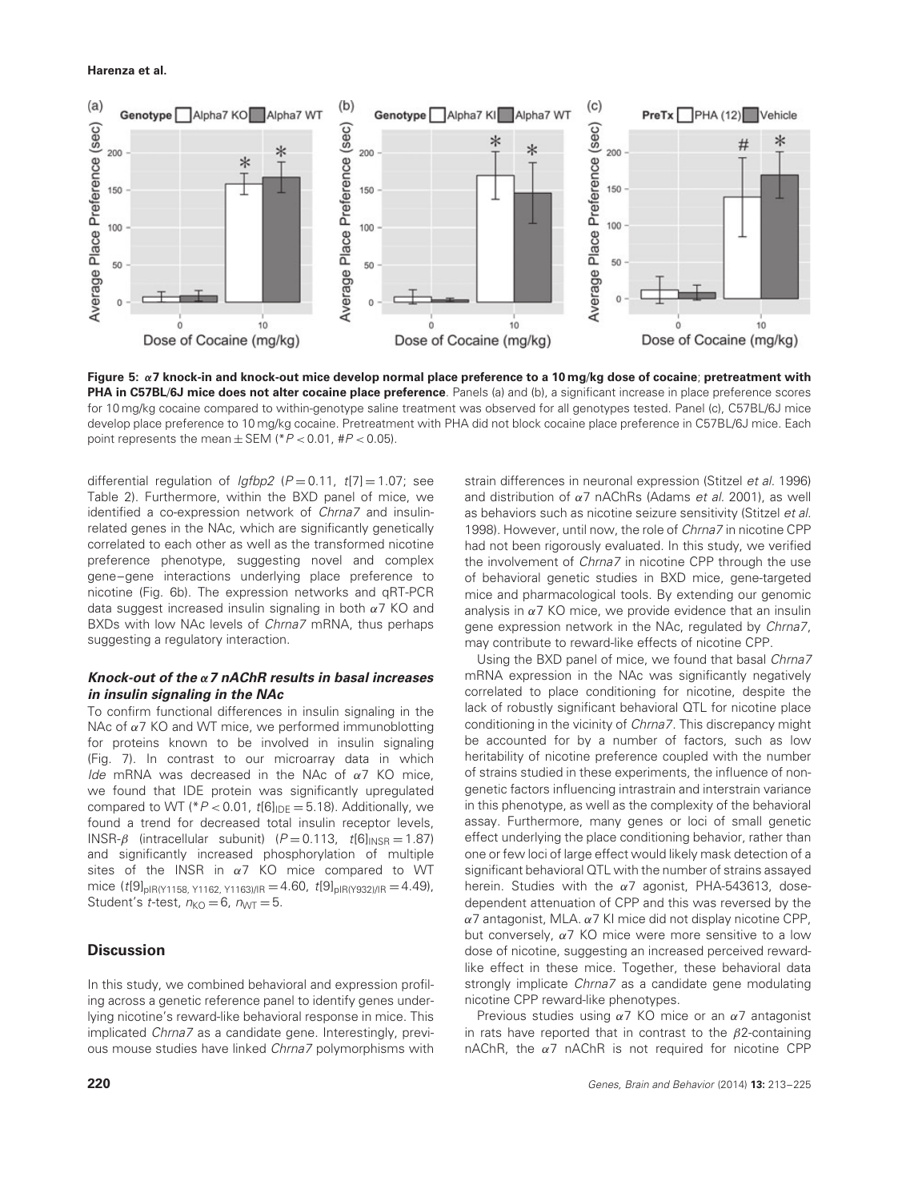**Figure 5: α7 knock-in and knock-out mice develop normal place preference to a 10 mg/kg dose of cocaine; pretreatment with PHA in C57BL/6J mice does not alter cocaine place preference**. Panels (a) and (b), a significant increase in place preference scores for 10 mg/kg cocaine compared to within-genotype saline treatment was observed for all genotypes tested. Panel (c), C57BL/6J mice develop place preference to 10 mg/kg cocaine. Pretreatment with PHA did not block cocaine place preference in C57BL/6J mice. Each point represents the mean ± SEM (* $P < 0.01$, # $P < 0.05$).

differential regulation of *Igfbp2* ($P = 0.11$, $t[7] = 1.07$; see Table 2). Furthermore, within the BXD panel of mice, we identified a co-expression network of *Chrna7* and insulin-related genes in the NAc, which are significantly genetically correlated to each other as well as the transformed nicotine preference phenotype, suggesting novel and complex gene–gene interactions underlying place preference to nicotine (Fig. 6b). The expression networks and qRT-PCR data suggest increased insulin signaling in both α7 KO and BXDs with low NAc levels of *Chrna7* mRNA, thus perhaps suggesting a regulatory interaction.

### *Knock-out of the α7 nAChR results in basal increases in insulin signaling in the NAc*

To confirm functional differences in insulin signaling in the NAc of α7 KO and WT mice, we performed immunoblotting for proteins known to be involved in insulin signaling (Fig. 7). In contrast to our microarray data in which *Ide* mRNA was decreased in the NAc of α7 KO mice, we found that IDE protein was significantly upregulated compared to WT (* $P < 0.01$, $t[6]_{IDE} = 5.18$). Additionally, we found a trend for decreased total insulin receptor levels, INSR-β (intracellular subunit) ($P = 0.113$, $t[6]_{INSR} = 1.87$) and significantly increased phosphorylation of multiple sites of the INSR in α7 KO mice compared to WT mice ($t[9]_{pIR(Y1158,\ Y1162,\ Y1163)/IR} = 4.60$, $t[9]_{pIR(Y932)/IR} = 4.49$), Student's *t*-test, $n_{KO} = 6$, $n_{WT} = 5$.

## Discussion

In this study, we combined behavioral and expression profiling across a genetic reference panel to identify genes underlying nicotine's reward-like behavioral response in mice. This implicated *Chrna7* as a candidate gene. Interestingly, previous mouse studies have linked *Chrna7* polymorphisms with strain differences in neuronal expression (Stitzel *et al.* 1996) and distribution of α7 nAChRs (Adams *et al.* 2001), as well as behaviors such as nicotine seizure sensitivity (Stitzel *et al.* 1998). However, until now, the role of *Chrna7* in nicotine CPP had not been rigorously evaluated. In this study, we verified the involvement of *Chrna7* in nicotine CPP through the use of behavioral genetic studies in BXD mice, gene-targeted mice and pharmacological tools. By extending our genomic analysis in α7 KO mice, we provide evidence that an insulin gene expression network in the NAc, regulated by *Chrna7*, may contribute to reward-like effects of nicotine CPP.

Using the BXD panel of mice, we found that basal *Chrna7* mRNA expression in the NAc was significantly negatively correlated to place conditioning for nicotine, despite the lack of robustly significant behavioral QTL for nicotine place conditioning in the vicinity of *Chrna7*. This discrepancy might be accounted for by a number of factors, such as low heritability of nicotine preference coupled with the number of strains studied in these experiments, the influence of non-genetic factors influencing intrastrain and interstrain variance in this phenotype, as well as the complexity of the behavioral assay. Furthermore, many genes or loci of small genetic effect underlying the place conditioning behavior, rather than one or few loci of large effect would likely mask detection of a significant behavioral QTL with the number of strains assayed herein. Studies with the α7 agonist, PHA-543613, dose-dependent attenuation of CPP and this was reversed by the α7 antagonist, MLA. α7 KI mice did not display nicotine CPP, but conversely, α7 KO mice were more sensitive to a low dose of nicotine, suggesting an increased perceived reward-like effect in these mice. Together, these behavioral data strongly implicate *Chrna7* as a candidate gene modulating nicotine CPP reward-like phenotypes.

Previous studies using α7 KO mice or an α7 antagonist in rats have reported that in contrast to the β2-containing nAChR, the α7 nAChR is not required for nicotine CPP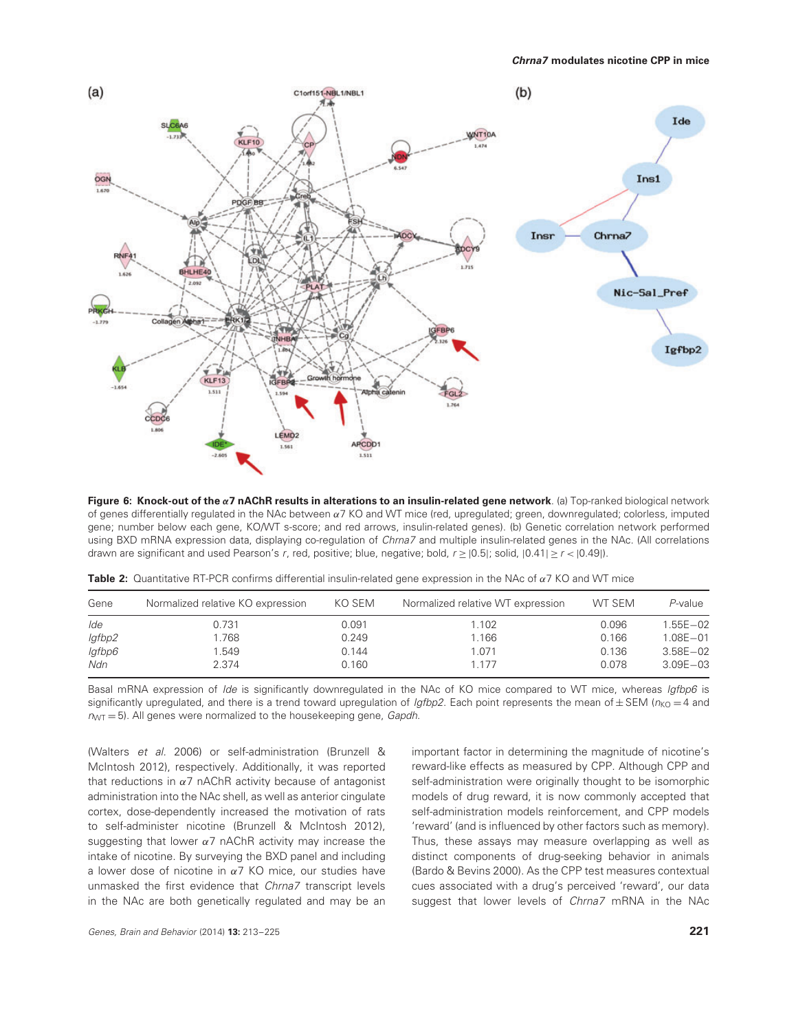**Figure 6: Knock-out of the α7 nAChR results in alterations to an insulin-related gene network**. (a) Top-ranked biological network of genes differentially regulated in the NAc between α7 KO and WT mice (red, upregulated; green, downregulated; colorless, imputed gene; number below each gene, KO/WT s-score; and red arrows, insulin-related genes). (b) Genetic correlation network performed using BXD mRNA expression data, displaying co-regulation of *Chrna7* and multiple insulin-related genes in the NAc. (All correlations drawn are significant and used Pearson's $r$, red, positive; blue, negative; bold, $r \geq |0.5|$; solid, $|0.41| \geq r < |0.49|$).

**Table 2:** Quantitative RT-PCR confirms differential insulin-related gene expression in the NAc of α7 KO and WT mice

| Gene | Normalized relative KO expression | KO SEM | Normalized relative WT expression | WT SEM | *P*-value |
|---|---|---|---|---|---|
| *Ide* | 0.731 | 0.091 | 1.102 | 0.096 | 1.55E−02 |
| *Igfbp2* | 1.768 | 0.249 | 1.166 | 0.166 | 1.08E−01 |
| *Igfbp6* | 1.549 | 0.144 | 1.071 | 0.136 | 3.58E−02 |
| *Ndn* | 2.374 | 0.160 | 1.177 | 0.078 | 3.09E−03 |

Basal mRNA expression of *Ide* is significantly downregulated in the NAc of KO mice compared to WT mice, whereas *Igfbp6* is significantly upregulated, and there is a trend toward upregulation of *Igfbp2*. Each point represents the mean of ± SEM ($n_{KO} = 4$ and $n_{WT} = 5$). All genes were normalized to the housekeeping gene, *Gapdh*.

(Walters *et al.* 2006) or self-administration (Brunzell & McIntosh 2012), respectively. Additionally, it was reported that reductions in α7 nAChR activity because of antagonist administration into the NAc shell, as well as anterior cingulate cortex, dose-dependently increased the motivation of rats to self-administer nicotine (Brunzell & McIntosh 2012), suggesting that lower α7 nAChR activity may increase the intake of nicotine. By surveying the BXD panel and including a lower dose of nicotine in α7 KO mice, our studies have unmasked the first evidence that *Chrna7* transcript levels in the NAc are both genetically regulated and may be an important factor in determining the magnitude of nicotine's reward-like effects as measured by CPP. Although CPP and self-administration were originally thought to be isomorphic models of drug reward, it is now commonly accepted that self-administration models reinforcement, and CPP models 'reward' (and is influenced by other factors such as memory). Thus, these assays may measure overlapping as well as distinct components of drug-seeking behavior in animals (Bardo & Bevins 2000). As the CPP test measures contextual cues associated with a drug's perceived 'reward', our data suggest that lower levels of *Chrna7* mRNA in the NAc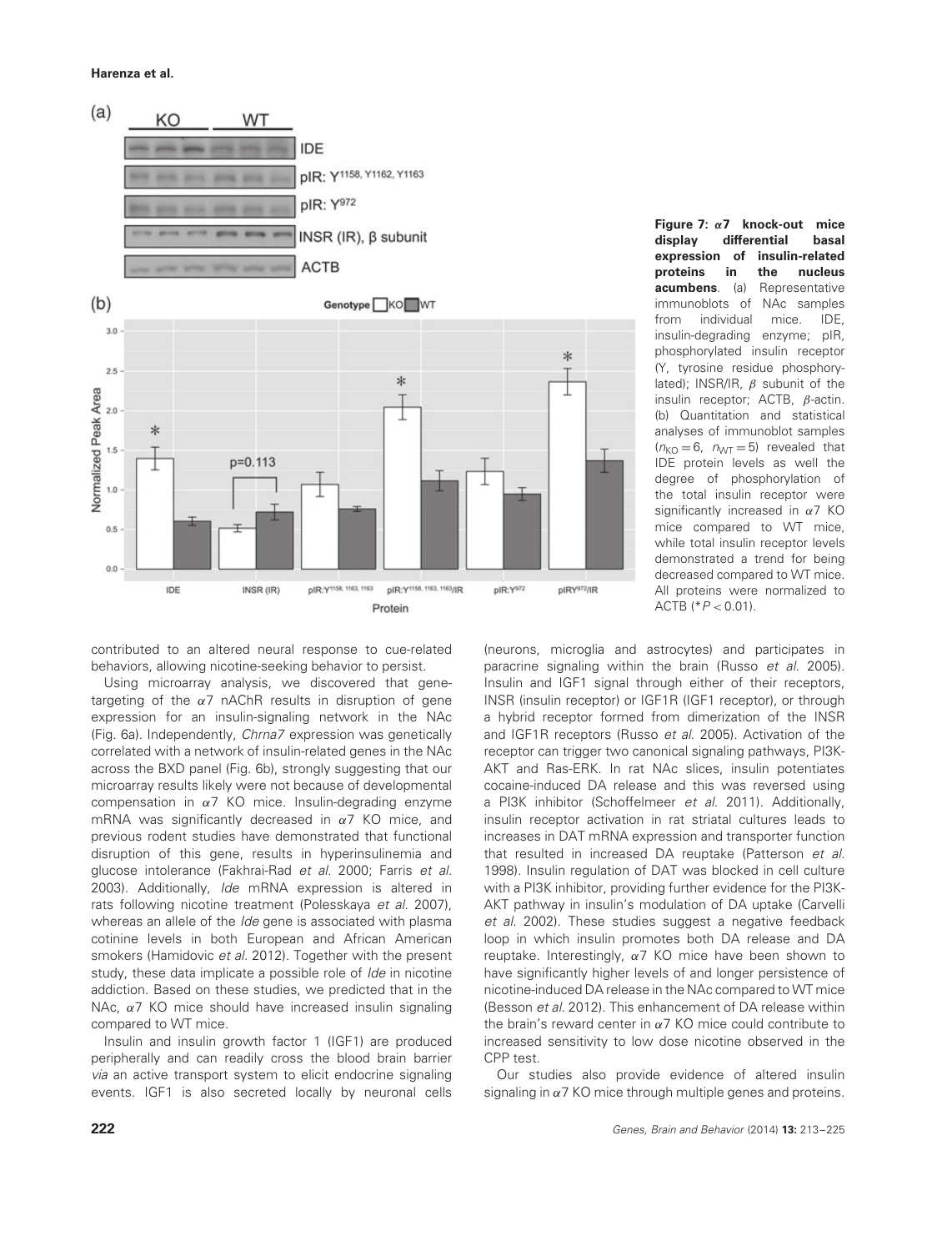**Figure 7: α7 knock-out mice display differential basal expression of insulin-related proteins in the nucleus acumbens**. (a) Representative immunoblots of NAc samples from individual mice. IDE, insulin-degrading enzyme; pIR, phosphorylated insulin receptor (Y, tyrosine residue phosphorylated); INSR/IR, β subunit of the insulin receptor; ACTB, β-actin. (b) Quantitation and statistical analyses of immunoblot samples ($n_{KO} = 6$, $n_{WT} = 5$) revealed that IDE protein levels as well the degree of phosphorylation of the total insulin receptor were significantly increased in α7 KO mice compared to WT mice, while total insulin receptor levels demonstrated a trend for being decreased compared to WT mice. All proteins were normalized to ACTB (*$P < 0.01$).

contributed to an altered neural response to cue-related behaviors, allowing nicotine-seeking behavior to persist.

Using microarray analysis, we discovered that gene-targeting of the α7 nAChR results in disruption of gene expression for an insulin-signaling network in the NAc (Fig. 6a). Independently, *Chrna7* expression was genetically correlated with a network of insulin-related genes in the NAc across the BXD panel (Fig. 6b), strongly suggesting that our microarray results likely were not because of developmental compensation in α7 KO mice. Insulin-degrading enzyme mRNA was significantly decreased in α7 KO mice, and previous rodent studies have demonstrated that functional disruption of this gene, results in hyperinsulinemia and glucose intolerance (Fakhrai-Rad *et al.* 2000; Farris *et al.* 2003). Additionally, *Ide* mRNA expression is altered in rats following nicotine treatment (Polesskaya *et al.* 2007), whereas an allele of the *Ide* gene is associated with plasma cotinine levels in both European and African American smokers (Hamidovic *et al.* 2012). Together with the present study, these data implicate a possible role of *Ide* in nicotine addiction. Based on these studies, we predicted that in the NAc, α7 KO mice should have increased insulin signaling compared to WT mice.

Insulin and insulin growth factor 1 (IGF1) are produced peripherally and can readily cross the blood brain barrier *via* an active transport system to elicit endocrine signaling events. IGF1 is also secreted locally by neuronal cells (neurons, microglia and astrocytes) and participates in paracrine signaling within the brain (Russo *et al.* 2005). Insulin and IGF1 signal through either of their receptors, INSR (insulin receptor) or IGF1R (IGF1 receptor), or through a hybrid receptor formed from dimerization of the INSR and IGF1R receptors (Russo *et al.* 2005). Activation of the receptor can trigger two canonical signaling pathways, PI3K-AKT and Ras-ERK. In rat NAc slices, insulin potentiates cocaine-induced DA release and this was reversed using a PI3K inhibitor (Schoffelmeer *et al.* 2011). Additionally, insulin receptor activation in rat striatal cultures leads to increases in DAT mRNA expression and transporter function that resulted in increased DA reuptake (Patterson *et al.* 1998). Insulin regulation of DAT was blocked in cell culture with a PI3K inhibitor, providing further evidence for the PI3K-AKT pathway in insulin's modulation of DA uptake (Carvelli *et al.* 2002). These studies suggest a negative feedback loop in which insulin promotes both DA release and DA reuptake. Interestingly, α7 KO mice have been shown to have significantly higher levels of and longer persistence of nicotine-induced DA release in the NAc compared to WT mice (Besson *et al.* 2012). This enhancement of DA release within the brain's reward center in α7 KO mice could contribute to increased sensitivity to low dose nicotine observed in the CPP test.

Our studies also provide evidence of altered insulin signaling in α7 KO mice through multiple genes and proteins.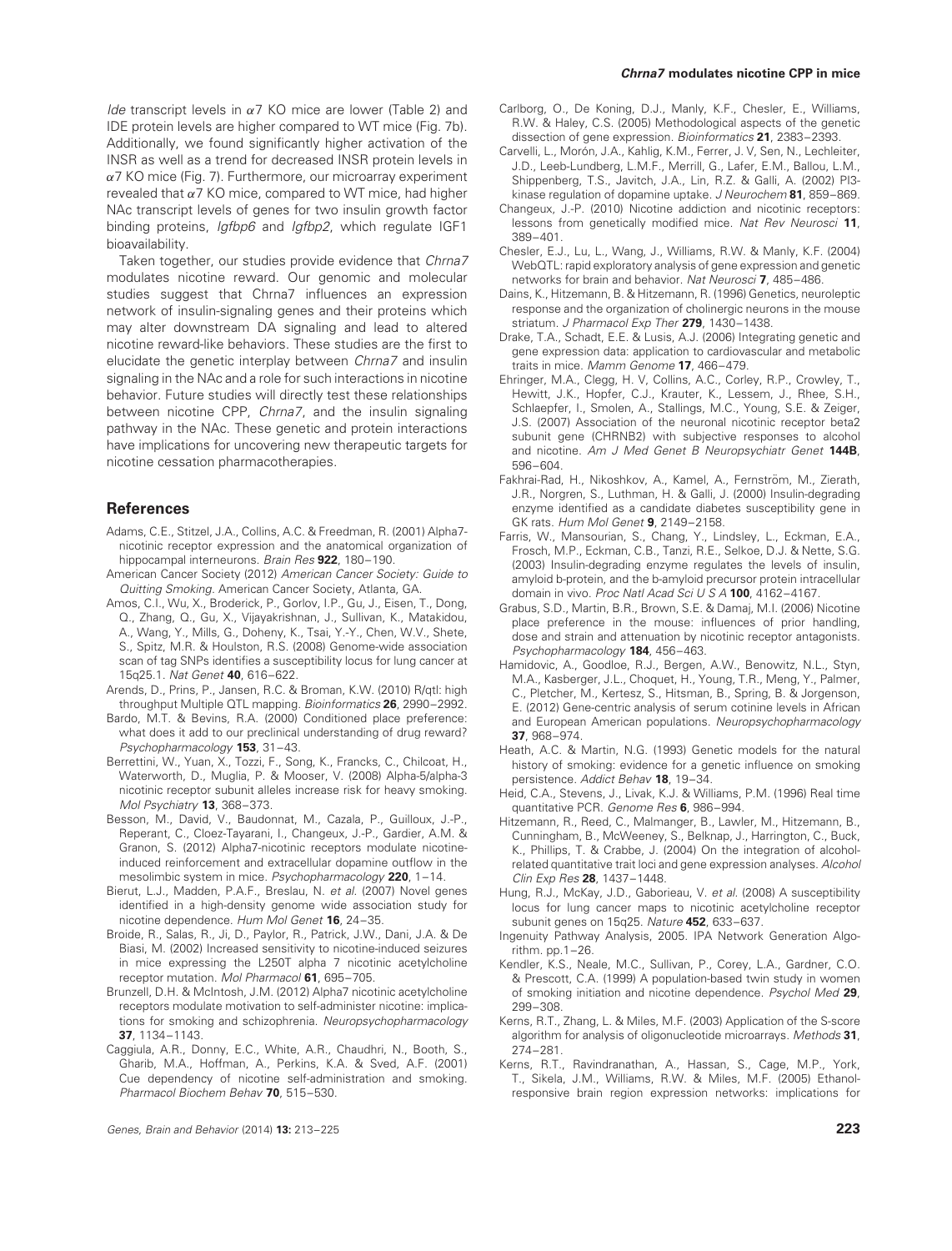*Ide* transcript levels in α7 KO mice are lower (Table 2) and IDE protein levels are higher compared to WT mice (Fig. 7b). Additionally, we found significantly higher activation of the INSR as well as a trend for decreased INSR protein levels in α7 KO mice (Fig. 7). Furthermore, our microarray experiment revealed that α7 KO mice, compared to WT mice, had higher NAc transcript levels of genes for two insulin growth factor binding proteins, *Igfbp6* and *Igfbp2*, which regulate IGF1 bioavailability.

Taken together, our studies provide evidence that *Chrna7* modulates nicotine reward. Our genomic and molecular studies suggest that Chrna7 influences an expression network of insulin-signaling genes and their proteins which may alter downstream DA signaling and lead to altered nicotine reward-like behaviors. These studies are the first to elucidate the genetic interplay between *Chrna7* and insulin signaling in the NAc and a role for such interactions in nicotine behavior. Future studies will directly test these relationships between nicotine CPP, *Chrna7*, and the insulin signaling pathway in the NAc. These genetic and protein interactions have implications for uncovering new therapeutic targets for nicotine cessation pharmacotherapies.

## References

Adams, C.E., Stitzel, J.A., Collins, A.C. & Freedman, R. (2001) Alpha7-nicotinic receptor expression and the anatomical organization of hippocampal interneurons. *Brain Res* **922**, 180–190.

American Cancer Society (2012) *American Cancer Society: Guide to Quitting Smoking*. American Cancer Society, Atlanta, GA.

Amos, C.I., Wu, X., Broderick, P., Gorlov, I.P., Gu, J., Eisen, T., Dong, Q., Zhang, Q., Gu, X., Vijayakrishnan, J., Sullivan, K., Matakidou, A., Wang, Y., Mills, G., Doheny, K., Tsai, Y.-Y., Chen, W.V., Shete, S., Spitz, M.R. & Houlston, R.S. (2008) Genome-wide association scan of tag SNPs identifies a susceptibility locus for lung cancer at 15q25.1. *Nat Genet* **40**, 616–622.

Arends, D., Prins, P., Jansen, R.C. & Broman, K.W. (2010) R/qtl: high throughput Multiple QTL mapping. *Bioinformatics* **26**, 2990–2992.

Bardo, M.T. & Bevins, R.A. (2000) Conditioned place preference: what does it add to our preclinical understanding of drug reward? *Psychopharmacology* **153**, 31–43.

Berrettini, W., Yuan, X., Tozzi, F., Song, K., Francks, C., Chilcoat, H., Waterworth, D., Muglia, P. & Mooser, V. (2008) Alpha-5/alpha-3 nicotinic receptor subunit alleles increase risk for heavy smoking. *Mol Psychiatry* **13**, 368–373.

Besson, M., David, V., Baudonnat, M., Cazala, P., Guilloux, J.-P., Reperant, C., Cloez-Tayarani, I., Changeux, J.-P., Gardier, A.M. & Granon, S. (2012) Alpha7-nicotinic receptors modulate nicotine-induced reinforcement and extracellular dopamine outflow in the mesolimbic system in mice. *Psychopharmacology* **220**, 1–14.

Bierut, L.J., Madden, P.A.F., Breslau, N. *et al.* (2007) Novel genes identified in a high-density genome wide association study for nicotine dependence. *Hum Mol Genet* **16**, 24–35.

Broide, R., Salas, R., Ji, D., Paylor, R., Patrick, J.W., Dani, J.A. & De Biasi, M. (2002) Increased sensitivity to nicotine-induced seizures in mice expressing the L250T alpha 7 nicotinic acetylcholine receptor mutation. *Mol Pharmacol* **61**, 695–705.

Brunzell, D.H. & McIntosh, J.M. (2012) Alpha7 nicotinic acetylcholine receptors modulate motivation to self-administer nicotine: implications for smoking and schizophrenia. *Neuropsychopharmacology* **37**, 1134–1143.

Caggiula, A.R., Donny, E.C., White, A.R., Chaudhri, N., Booth, S., Gharib, M.A., Hoffman, A., Perkins, K.A. & Sved, A.F. (2001) Cue dependency of nicotine self-administration and smoking. *Pharmacol Biochem Behav* **70**, 515–530.

Carlborg, O., De Koning, D.J., Manly, K.F., Chesler, E., Williams, R.W. & Haley, C.S. (2005) Methodological aspects of the genetic dissection of gene expression. *Bioinformatics* **21**, 2383–2393.

Carvelli, L., Morón, J.A., Kahlig, K.M., Ferrer, J. V, Sen, N., Lechleiter, J.D., Leeb-Lundberg, L.M.F., Merrill, G., Lafer, E.M., Ballou, L.M., Shippenberg, T.S., Javitch, J.A., Lin, R.Z. & Galli, A. (2002) PI3-kinase regulation of dopamine uptake. *J Neurochem* **81**, 859–869.

Changeux, J.-P. (2010) Nicotine addiction and nicotinic receptors: lessons from genetically modified mice. *Nat Rev Neurosci* **11**, 389–401.

Chesler, E.J., Lu, L., Wang, J., Williams, R.W. & Manly, K.F. (2004) WebQTL: rapid exploratory analysis of gene expression and genetic networks for brain and behavior. *Nat Neurosci* **7**, 485–486.

Dains, K., Hitzemann, B. & Hitzemann, R. (1996) Genetics, neuroleptic response and the organization of cholinergic neurons in the mouse striatum. *J Pharmacol Exp Ther* **279**, 1430–1438.

Drake, T.A., Schadt, E.E. & Lusis, A.J. (2006) Integrating genetic and gene expression data: application to cardiovascular and metabolic traits in mice. *Mamm Genome* **17**, 466–479.

Ehringer, M.A., Clegg, H. V, Collins, A.C., Corley, R.P., Crowley, T., Hewitt, J.K., Hopfer, C.J., Krauter, K., Lessem, J., Rhee, S.H., Schlaepfer, I., Smolen, A., Stallings, M.C., Young, S.E. & Zeiger, J.S. (2007) Association of the neuronal nicotinic receptor beta2 subunit gene (CHRNB2) with subjective responses to alcohol and nicotine. *Am J Med Genet B Neuropsychiatr Genet* **144B**, 596–604.

Fakhrai-Rad, H., Nikoshkov, A., Kamel, A., Fernström, M., Zierath, J.R., Norgren, S., Luthman, H. & Galli, J. (2000) Insulin-degrading enzyme identified as a candidate diabetes susceptibility gene in GK rats. *Hum Mol Genet* **9**, 2149–2158.

Farris, W., Mansourian, S., Chang, Y., Lindsley, L., Eckman, E.A., Frosch, M.P., Eckman, C.B., Tanzi, R.E., Selkoe, D.J. & Nette, S.G. (2003) Insulin-degrading enzyme regulates the levels of insulin, amyloid b-protein, and the b-amyloid precursor protein intracellular domain in vivo. *Proc Natl Acad Sci U S A* **100**, 4162–4167.

Grabus, S.D., Martin, B.R., Brown, S.E. & Damaj, M.I. (2006) Nicotine place preference in the mouse: influences of prior handling, dose and strain and attenuation by nicotinic receptor antagonists. *Psychopharmacology* **184**, 456–463.

Hamidovic, A., Goodloe, R.J., Bergen, A.W., Benowitz, N.L., Styn, M.A., Kasberger, J.L., Choquet, H., Young, T.R., Meng, Y., Palmer, C., Pletcher, M., Kertesz, S., Hitsman, B., Spring, B. & Jorgenson, E. (2012) Gene-centric analysis of serum cotinine levels in African and European American populations. *Neuropsychopharmacology* **37**, 968–974.

Heath, A.C. & Martin, N.G. (1993) Genetic models for the natural history of smoking: evidence for a genetic influence on smoking persistence. *Addict Behav* **18**, 19–34.

Heid, C.A., Stevens, J., Livak, K.J. & Williams, P.M. (1996) Real time quantitative PCR. *Genome Res* **6**, 986–994.

Hitzemann, R., Reed, C., Malmanger, B., Lawler, M., Hitzemann, B., Cunningham, B., McWeeney, S., Belknap, J., Harrington, C., Buck, K., Phillips, T. & Crabbe, J. (2004) On the integration of alcohol-related quantitative trait loci and gene expression analyses. *Alcohol Clin Exp Res* **28**, 1437–1448.

Hung, R.J., McKay, J.D., Gaborieau, V. *et al.* (2008) A susceptibility locus for lung cancer maps to nicotinic acetylcholine receptor subunit genes on 15q25. *Nature* **452**, 633–637.

Ingenuity Pathway Analysis, 2005. IPA Network Generation Algorithm. pp.1–26.

Kendler, K.S., Neale, M.C., Sullivan, P., Corey, L.A., Gardner, C.O. & Prescott, C.A. (1999) A population-based twin study in women of smoking initiation and nicotine dependence. *Psychol Med* **29**, 299–308.

Kerns, R.T., Zhang, L. & Miles, M.F. (2003) Application of the S-score algorithm for analysis of oligonucleotide microarrays. *Methods* **31**, 274–281.

Kerns, R.T., Ravindranathan, A., Hassan, S., Cage, M.P., York, T., Sikela, J.M., Williams, R.W. & Miles, M.F. (2005) Ethanol-responsive brain region expression networks: implications for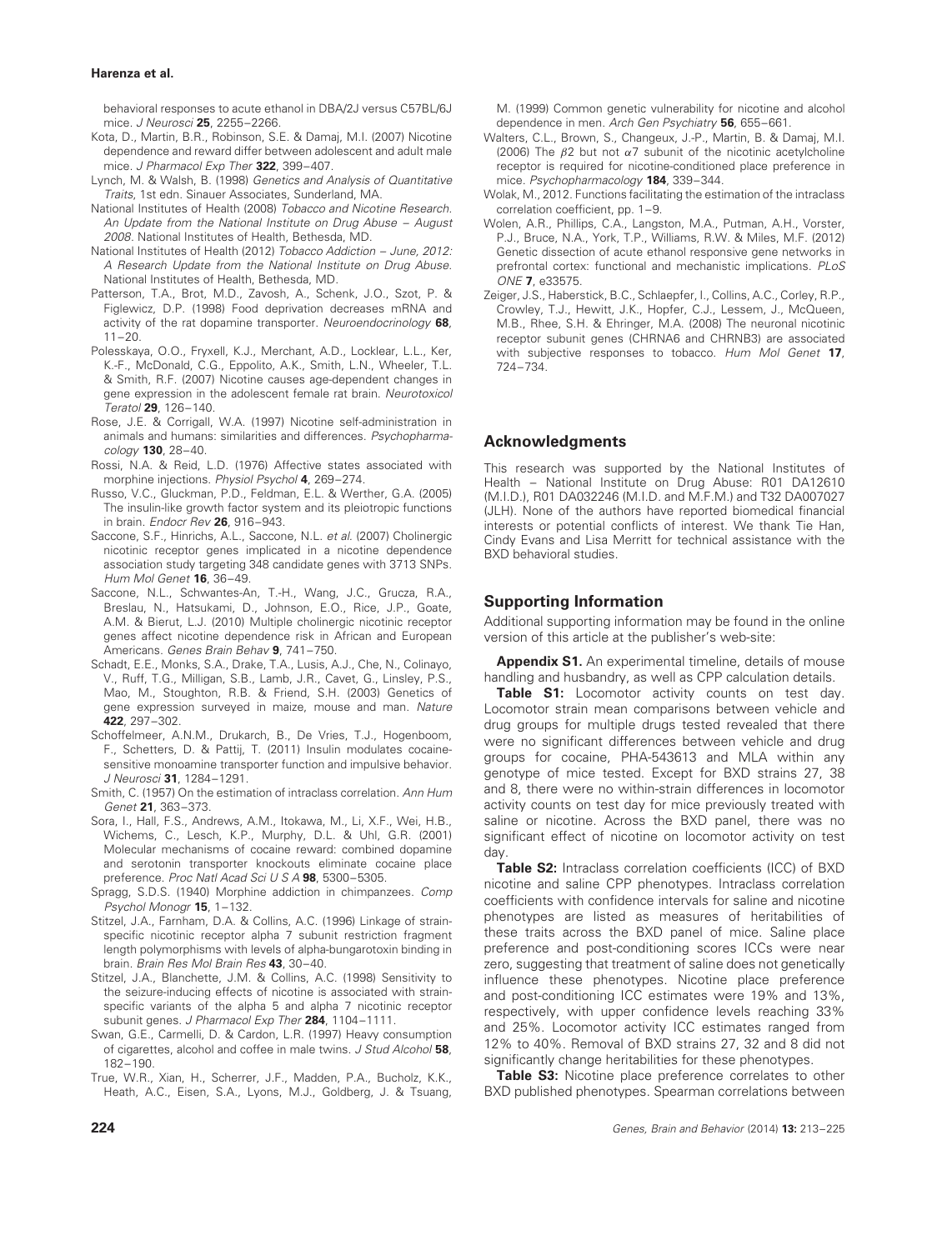behavioral responses to acute ethanol in DBA/2J versus C57BL/6J mice. *J Neurosci* **25**, 2255–2266.

Kota, D., Martin, B.R., Robinson, S.E. & Damaj, M.I. (2007) Nicotine dependence and reward differ between adolescent and adult male mice. *J Pharmacol Exp Ther* **322**, 399–407.

Lynch, M. & Walsh, B. (1998) *Genetics and Analysis of Quantitative Traits*, 1st edn. Sinauer Associates, Sunderland, MA.

National Institutes of Health (2008) *Tobacco and Nicotine Research. An Update from the National Institute on Drug Abuse – August 2008*. National Institutes of Health, Bethesda, MD.

National Institutes of Health (2012) *Tobacco Addiction – June, 2012: A Research Update from the National Institute on Drug Abuse*. National Institutes of Health, Bethesda, MD.

Patterson, T.A., Brot, M.D., Zavosh, A., Schenk, J.O., Szot, P. & Figlewicz, D.P. (1998) Food deprivation decreases mRNA and activity of the rat dopamine transporter. *Neuroendocrinology* **68**, 11–20.

Polesskaya, O.O., Fryxell, K.J., Merchant, A.D., Locklear, L.L., Ker, K.-F., McDonald, C.G., Eppolito, A.K., Smith, L.N., Wheeler, T.L. & Smith, R.F. (2007) Nicotine causes age-dependent changes in gene expression in the adolescent female rat brain. *Neurotoxicol Teratol* **29**, 126–140.

Rose, J.E. & Corrigall, W.A. (1997) Nicotine self-administration in animals and humans: similarities and differences. *Psychopharmacology* **130**, 28–40.

Rossi, N.A. & Reid, L.D. (1976) Affective states associated with morphine injections. *Physiol Psychol* **4**, 269–274.

Russo, V.C., Gluckman, P.D., Feldman, E.L. & Werther, G.A. (2005) The insulin-like growth factor system and its pleiotropic functions in brain. *Endocr Rev* **26**, 916–943.

Saccone, S.F., Hinrichs, A.L., Saccone, N.L. *et al.* (2007) Cholinergic nicotinic receptor genes implicated in a nicotine dependence association study targeting 348 candidate genes with 3713 SNPs. *Hum Mol Genet* **16**, 36–49.

Saccone, N.L., Schwantes-An, T.-H., Wang, J.C., Grucza, R.A., Breslau, N., Hatsukami, D., Johnson, E.O., Rice, J.P., Goate, A.M. & Bierut, L.J. (2010) Multiple cholinergic nicotinic receptor genes affect nicotine dependence risk in African and European Americans. *Genes Brain Behav* **9**, 741–750.

Schadt, E.E., Monks, S.A., Drake, T.A., Lusis, A.J., Che, N., Colinayo, V., Ruff, T.G., Milligan, S.B., Lamb, J.R., Cavet, G., Linsley, P.S., Mao, M., Stoughton, R.B. & Friend, S.H. (2003) Genetics of gene expression surveyed in maize, mouse and man. *Nature* **422**, 297–302.

Schoffelmeer, A.N.M., Drukarch, B., De Vries, T.J., Hogenboom, F., Schetters, D. & Pattij, T. (2011) Insulin modulates cocaine-sensitive monoamine transporter function and impulsive behavior. *J Neurosci* **31**, 1284–1291.

Smith, C. (1957) On the estimation of intraclass correlation. *Ann Hum Genet* **21**, 363–373.

Sora, I., Hall, F.S., Andrews, A.M., Itokawa, M., Li, X.F., Wei, H.B., Wichems, C., Lesch, K.P., Murphy, D.L. & Uhl, G.R. (2001) Molecular mechanisms of cocaine reward: combined dopamine and serotonin transporter knockouts eliminate cocaine place preference. *Proc Natl Acad Sci U S A* **98**, 5300–5305.

Spragg, S.D.S. (1940) Morphine addiction in chimpanzees. *Comp Psychol Monogr* **15**, 1–132.

Stitzel, J.A., Farnham, D.A. & Collins, A.C. (1996) Linkage of strain-specific nicotinic receptor alpha 7 subunit restriction fragment length polymorphisms with levels of alpha-bungarotoxin binding in brain. *Brain Res Mol Brain Res* **43**, 30–40.

Stitzel, J.A., Blanchette, J.M. & Collins, A.C. (1998) Sensitivity to the seizure-inducing effects of nicotine is associated with strain-specific variants of the alpha 5 and alpha 7 nicotinic receptor subunit genes. *J Pharmacol Exp Ther* **284**, 1104–1111.

Swan, G.E., Carmelli, D. & Cardon, L.R. (1997) Heavy consumption of cigarettes, alcohol and coffee in male twins. *J Stud Alcohol* **58**, 182–190.

True, W.R., Xian, H., Scherrer, J.F., Madden, P.A., Bucholz, K.K., Heath, A.C., Eisen, S.A., Lyons, M.J., Goldberg, J. & Tsuang, M. (1999) Common genetic vulnerability for nicotine and alcohol dependence in men. *Arch Gen Psychiatry* **56**, 655–661.

Walters, C.L., Brown, S., Changeux, J.-P., Martin, B. & Damaj, M.I. (2006) The $\beta 2$ but not $\alpha 7$ subunit of the nicotinic acetylcholine receptor is required for nicotine-conditioned place preference in mice. *Psychopharmacology* **184**, 339–344.

Wolak, M., 2012. Functions facilitating the estimation of the intraclass correlation coefficient, pp. 1–9.

Wolen, A.R., Phillips, C.A., Langston, M.A., Putman, A.H., Vorster, P.J., Bruce, N.A., York, T.P., Williams, R.W. & Miles, M.F. (2012) Genetic dissection of acute ethanol responsive gene networks in prefrontal cortex: functional and mechanistic implications. *PLoS ONE* **7**, e33575.

Zeiger, J.S., Haberstick, B.C., Schlaepfer, I., Collins, A.C., Corley, R.P., Crowley, T.J., Hewitt, J.K., Hopfer, C.J., Lessem, J., McQueen, M.B., Rhee, S.H. & Ehringer, M.A. (2008) The neuronal nicotinic receptor subunit genes (CHRNA6 and CHRNB3) are associated with subjective responses to tobacco. *Hum Mol Genet* **17**, 724–734.

## Acknowledgments

This research was supported by the National Institutes of Health – National Institute on Drug Abuse: R01 DA12610 (M.I.D.), R01 DA032246 (M.I.D. and M.F.M.) and T32 DA007027 (JLH). None of the authors have reported biomedical financial interests or potential conflicts of interest. We thank Tie Han, Cindy Evans and Lisa Merritt for technical assistance with the BXD behavioral studies.

## Supporting Information

Additional supporting information may be found in the online version of this article at the publisher's web-site:

**Appendix S1.** An experimental timeline, details of mouse handling and husbandry, as well as CPP calculation details.

**Table S1:** Locomotor activity counts on test day. Locomotor strain mean comparisons between vehicle and drug groups for multiple drugs tested revealed that there were no significant differences between vehicle and drug groups for cocaine, PHA-543613 and MLA within any genotype of mice tested. Except for BXD strains 27, 38 and 8, there were no within-strain differences in locomotor activity counts on test day for mice previously treated with saline or nicotine. Across the BXD panel, there was no significant effect of nicotine on locomotor activity on test day.

**Table S2:** Intraclass correlation coefficients (ICC) of BXD nicotine and saline CPP phenotypes. Intraclass correlation coefficients with confidence intervals for saline and nicotine phenotypes are listed as measures of heritabilities of these traits across the BXD panel of mice. Saline place preference and post-conditioning scores ICCs were near zero, suggesting that treatment of saline does not genetically influence these phenotypes. Nicotine place preference and post-conditioning ICC estimates were 19% and 13%, respectively, with upper confidence levels reaching 33% and 25%. Locomotor activity ICC estimates ranged from 12% to 40%. Removal of BXD strains 27, 32 and 8 did not significantly change heritabilities for these phenotypes.

**Table S3:** Nicotine place preference correlates to other BXD published phenotypes. Spearman correlations between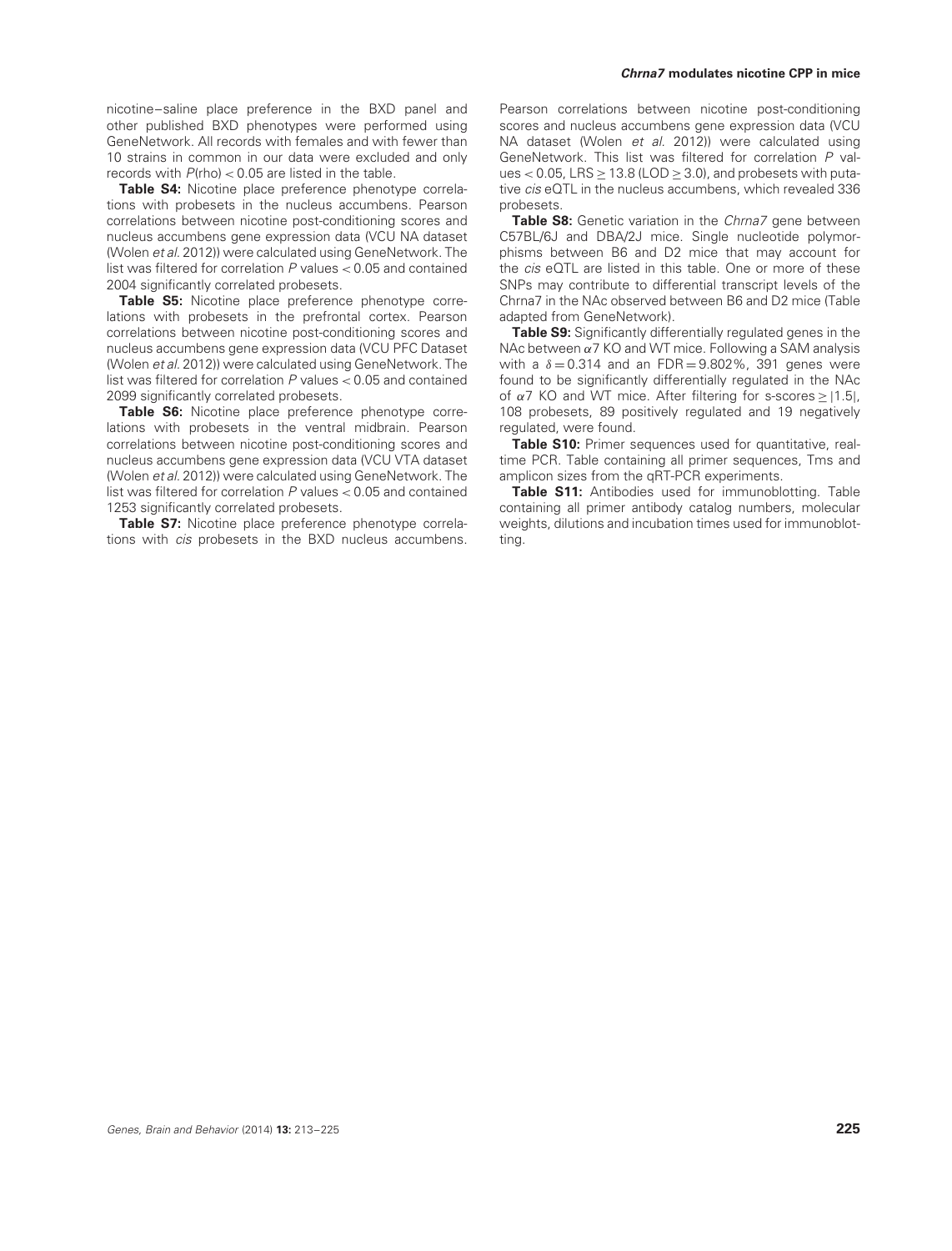nicotine–saline place preference in the BXD panel and other published BXD phenotypes were performed using GeneNetwork. All records with females and with fewer than 10 strains in common in our data were excluded and only records with $P$(rho) $< 0.05$ are listed in the table.

**Table S4:** Nicotine place preference phenotype correlations with probesets in the nucleus accumbens. Pearson correlations between nicotine post-conditioning scores and nucleus accumbens gene expression data (VCU NA dataset (Wolen *et al.* 2012)) were calculated using GeneNetwork. The list was filtered for correlation $P$ values $< 0.05$ and contained 2004 significantly correlated probesets.

**Table S5:** Nicotine place preference phenotype correlations with probesets in the prefrontal cortex. Pearson correlations between nicotine post-conditioning scores and nucleus accumbens gene expression data (VCU PFC Dataset (Wolen *et al.* 2012)) were calculated using GeneNetwork. The list was filtered for correlation $P$ values $< 0.05$ and contained 2099 significantly correlated probesets.

**Table S6:** Nicotine place preference phenotype correlations with probesets in the ventral midbrain. Pearson correlations between nicotine post-conditioning scores and nucleus accumbens gene expression data (VCU VTA dataset (Wolen *et al.* 2012)) were calculated using GeneNetwork. The list was filtered for correlation $P$ values $< 0.05$ and contained 1253 significantly correlated probesets.

**Table S7:** Nicotine place preference phenotype correlations with *cis* probesets in the BXD nucleus accumbens. Pearson correlations between nicotine post-conditioning scores and nucleus accumbens gene expression data (VCU NA dataset (Wolen *et al.* 2012)) were calculated using GeneNetwork. This list was filtered for correlation $P$ values $< 0.05$, LRS $\geq 13.8$ (LOD $\geq 3.0$), and probesets with putative *cis* eQTL in the nucleus accumbens, which revealed 336 probesets.

**Table S8:** Genetic variation in the *Chrna7* gene between C57BL/6J and DBA/2J mice. Single nucleotide polymorphisms between B6 and D2 mice that may account for the *cis* eQTL are listed in this table. One or more of these SNPs may contribute to differential transcript levels of the Chrna7 in the NAc observed between B6 and D2 mice (Table adapted from GeneNetwork).

**Table S9:** Significantly differentially regulated genes in the NAc between $\alpha$7 KO and WT mice. Following a SAM analysis with a $\delta = 0.314$ and an FDR $= 9.802\%$, 391 genes were found to be significantly differentially regulated in the NAc of $\alpha$7 KO and WT mice. After filtering for s-scores $\geq |1.5|$, 108 probesets, 89 positively regulated and 19 negatively regulated, were found.

**Table S10:** Primer sequences used for quantitative, real-time PCR. Table containing all primer sequences, Tms and amplicon sizes from the qRT-PCR experiments.

**Table S11:** Antibodies used for immunoblotting. Table containing all primer antibody catalog numbers, molecular weights, dilutions and incubation times used for immunoblotting.